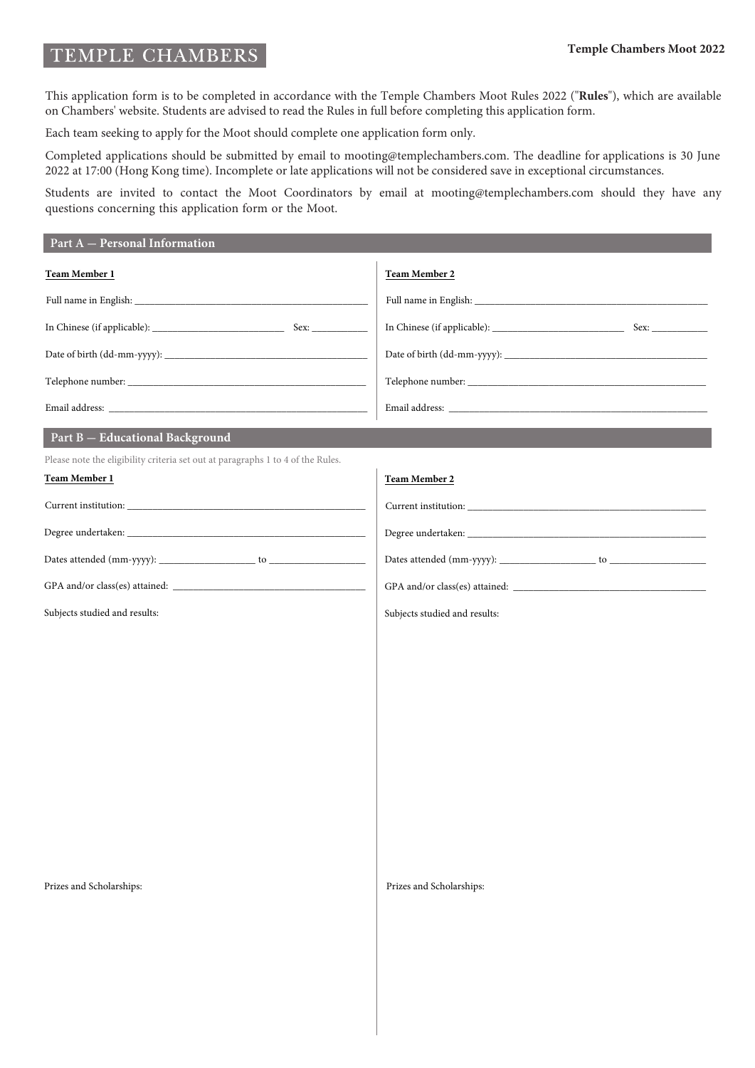TEMPLE CHAMBERS

**Temple Chambers Moot 2022**

This application form is to be completed in accordance with the Temple Chambers Moot Rules 2022 ("**Rules**"), which are available on Chambers' website. Students are advised to read the Rules in full before completing this application form.

Each team seeking to apply for the Moot should complete one application form only.

Completed applications should be submitted by email to mooting@templechambers.com. The deadline for applications is 30 June 2022 at 17:00 (Hong Kong time). Incomplete or late applications will not be considered save in exceptional circumstances.

Students are invited to contact the Moot Coordinators by email at mooting@templechambers.com should they have any questions concerning this application form or the Moot.

## Part A — Personal Information

**Team Member 1**

Full name in English: ______________________________

In Chinese (if applicable): ____________________ Sex: __________

Date of birth (dd-mm-yyyy): ______________________________

Telephone number: ______________________________

Email address: ______________________________

**Team Member 2**

Full name in English: ______________________________

In Chinese (if applicable): ____________________ Sex: __________

Date of birth (dd-mm-yyyy): ______________________________

Telephone number: ______________________________

Email address: ______________________________

## Part B — Educational Background

Please note the eligibility criteria set out at paragraphs 1 to 4 of the Rules.

**Team Member 1**

Current institution: ______________________________

Degree undertaken: ______________________________

Dates attended (mm-yyyy): ______________ to ______________

GPA and/or class(es) attained: ______________________________

Subjects studied and results:

Prizes and Scholarships:

**Team Member 2**

Current institution: ______________________________

Degree undertaken: ______________________________

Dates attended (mm-yyyy): ______________ to ______________

GPA and/or class(es) attained: ______________________________

Subjects studied and results:

Prizes and Scholarships: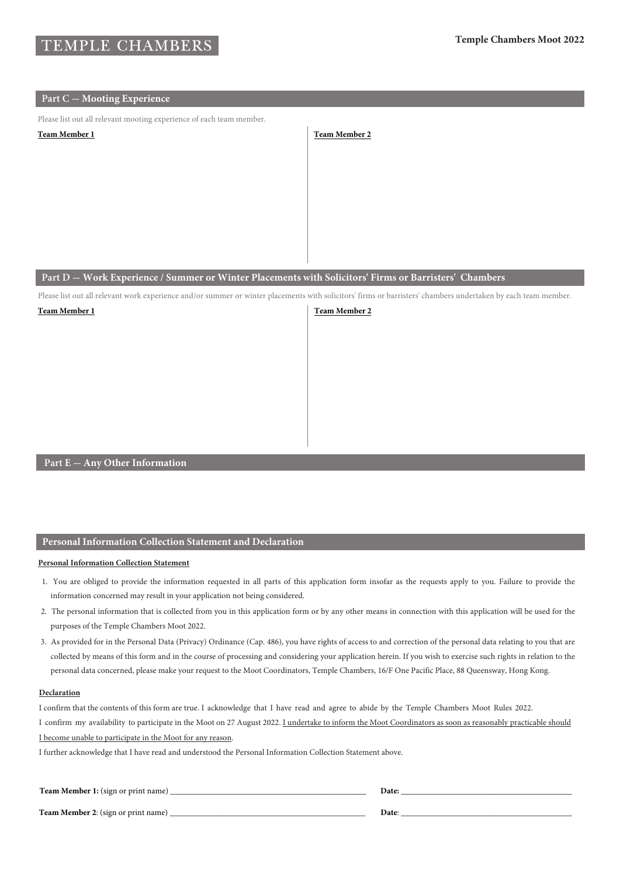## Part C — Mooting Experience

Please list out all relevant mooting experience of each team member.

**Team Member 1**

**Team Member 2**

## Part D — Work Experience / Summer or Winter Placements with Solicitors' Firms or Barristers' Chambers

Please list out all relevant work experience and/or summer or winter placements with solicitors' firms or barristers' chambers undertaken by each team member.

**Team Member 1**

**Team Member 2**

## Part E — Any Other Information

## Personal Information Collection Statement and Declaration

**Personal Information Collection Statement**

1. You are obliged to provide the information requested in all parts of this application form insofar as the requests apply to you. Failure to provide the information concerned may result in your application not being considered.
2. The personal information that is collected from you in this application form or by any other means in connection with this application will be used for the purposes of the Temple Chambers Moot 2022.
3. As provided for in the Personal Data (Privacy) Ordinance (Cap. 486), you have rights of access to and correction of the personal data relating to you that are collected by means of this form and in the course of processing and considering your application herein. If you wish to exercise such rights in relation to the personal data concerned, please make your request to the Moot Coordinators, Temple Chambers, 16/F One Pacific Place, 88 Queensway, Hong Kong.

**Declaration**

I confirm that the contents of this form are true. I acknowledge that I have read and agree to abide by the Temple Chambers Moot Rules 2022.

I confirm my availability to participate in the Moot on 27 August 2022. I undertake to inform the Moot Coordinators as soon as reasonably practicable should I become unable to participate in the Moot for any reason.

I further acknowledge that I have read and understood the Personal Information Collection Statement above.

**Team Member 1:** (sign or print name) ______________________________ **Date:** ______________________________

**Team Member 2**: (sign or print name) ______________________________ **Date**: ______________________________